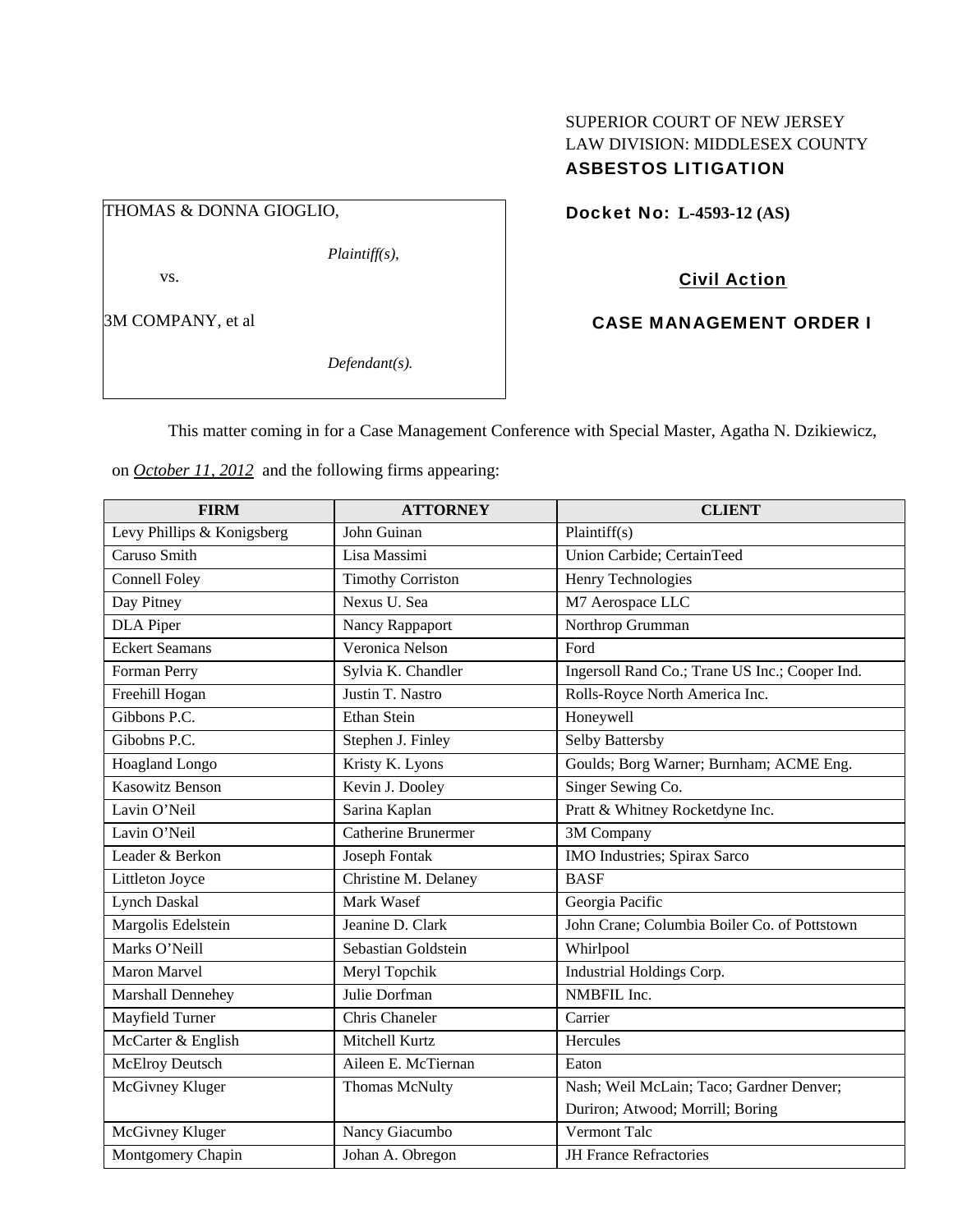SUPERIOR COURT OF NEW JERSEY
LAW DIVISION: MIDDLESEX COUNTY
**ASBESTOS LITIGATION**

THOMAS & DONNA GIOGLIO,

*Plaintiff(s),*

vs.

3M COMPANY, et al

*Defendant(s).*

**Docket No: L-4593-12 (AS)**

**Civil Action**

**CASE MANAGEMENT ORDER I**

This matter coming in for a Case Management Conference with Special Master, Agatha N. Dzikiewicz, on *October 11, 2012* and the following firms appearing:

| FIRM | ATTORNEY | CLIENT |
|---|---|---|
| Levy Phillips & Konigsberg | John Guinan | Plaintiff(s) |
| Caruso Smith | Lisa Massimi | Union Carbide; CertainTeed |
| Connell Foley | Timothy Corriston | Henry Technologies |
| Day Pitney | Nexus U. Sea | M7 Aerospace LLC |
| DLA Piper | Nancy Rappaport | Northrop Grumman |
| Eckert Seamans | Veronica Nelson | Ford |
| Forman Perry | Sylvia K. Chandler | Ingersoll Rand Co.; Trane US Inc.; Cooper Ind. |
| Freehill Hogan | Justin T. Nastro | Rolls-Royce North America Inc. |
| Gibbons P.C. | Ethan Stein | Honeywell |
| Gibobns P.C. | Stephen J. Finley | Selby Battersby |
| Hoagland Longo | Kristy K. Lyons | Goulds; Borg Warner; Burnham; ACME Eng. |
| Kasowitz Benson | Kevin J. Dooley | Singer Sewing Co. |
| Lavin O'Neil | Sarina Kaplan | Pratt & Whitney Rocketdyne Inc. |
| Lavin O'Neil | Catherine Brunermer | 3M Company |
| Leader & Berkon | Joseph Fontak | IMO Industries; Spirax Sarco |
| Littleton Joyce | Christine M. Delaney | BASF |
| Lynch Daskal | Mark Wasef | Georgia Pacific |
| Margolis Edelstein | Jeanine D. Clark | John Crane; Columbia Boiler Co. of Pottstown |
| Marks O'Neill | Sebastian Goldstein | Whirlpool |
| Maron Marvel | Meryl Topchik | Industrial Holdings Corp. |
| Marshall Dennehey | Julie Dorfman | NMBFIL Inc. |
| Mayfield Turner | Chris Chaneler | Carrier |
| McCarter & English | Mitchell Kurtz | Hercules |
| McElroy Deutsch | Aileen E. McTiernan | Eaton |
| McGivney Kluger | Thomas McNulty | Nash; Weil McLain; Taco; Gardner Denver; Duriron; Atwood; Morrill; Boring |
| McGivney Kluger | Nancy Giacumbo | Vermont Talc |
| Montgomery Chapin | Johan A. Obregon | JH France Refractories |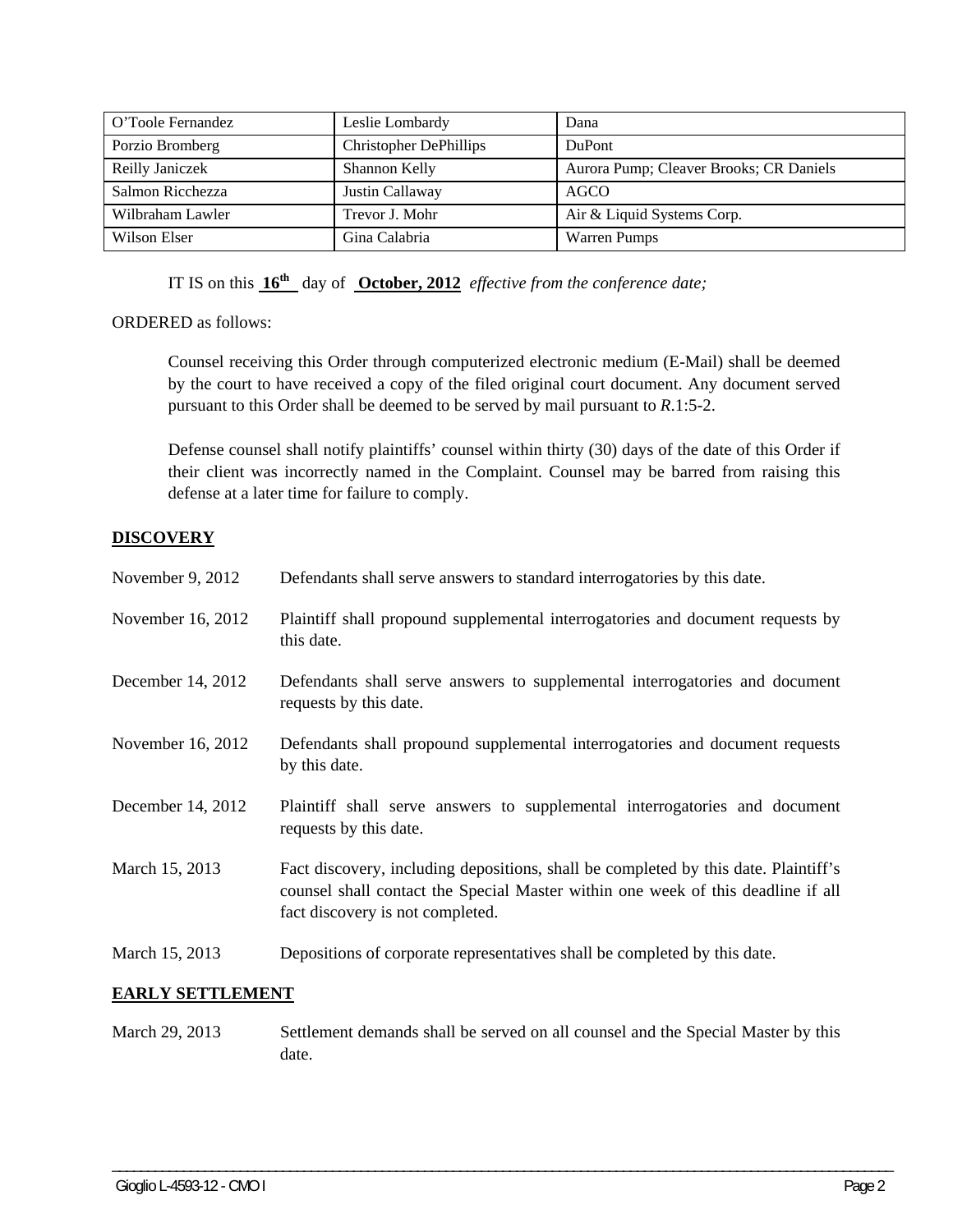| O'Toole Fernandez | Leslie Lombardy | Dana |
|---|---|---|
| Porzio Bromberg | Christopher DePhillips | DuPont |
| Reilly Janiczek | Shannon Kelly | Aurora Pump; Cleaver Brooks; CR Daniels |
| Salmon Ricchezza | Justin Callaway | AGCO |
| Wilbraham Lawler | Trevor J. Mohr | Air & Liquid Systems Corp. |
| Wilson Elser | Gina Calabria | Warren Pumps |

IT IS on this **16th** day of **October, 2012** *effective from the conference date;*

ORDERED as follows:

Counsel receiving this Order through computerized electronic medium (E-Mail) shall be deemed by the court to have received a copy of the filed original court document. Any document served pursuant to this Order shall be deemed to be served by mail pursuant to *R*.1:5-2.

Defense counsel shall notify plaintiffs' counsel within thirty (30) days of the date of this Order if their client was incorrectly named in the Complaint. Counsel may be barred from raising this defense at a later time for failure to comply.

**DISCOVERY**

| | |
|---|---|
| November 9, 2012 | Defendants shall serve answers to standard interrogatories by this date. |
| November 16, 2012 | Plaintiff shall propound supplemental interrogatories and document requests by this date. |
| December 14, 2012 | Defendants shall serve answers to supplemental interrogatories and document requests by this date. |
| November 16, 2012 | Defendants shall propound supplemental interrogatories and document requests by this date. |
| December 14, 2012 | Plaintiff shall serve answers to supplemental interrogatories and document requests by this date. |
| March 15, 2013 | Fact discovery, including depositions, shall be completed by this date. Plaintiff's counsel shall contact the Special Master within one week of this deadline if all fact discovery is not completed. |
| March 15, 2013 | Depositions of corporate representatives shall be completed by this date. |

**EARLY SETTLEMENT**

| | |
|---|---|
| March 29, 2013 | Settlement demands shall be served on all counsel and the Special Master by this date. |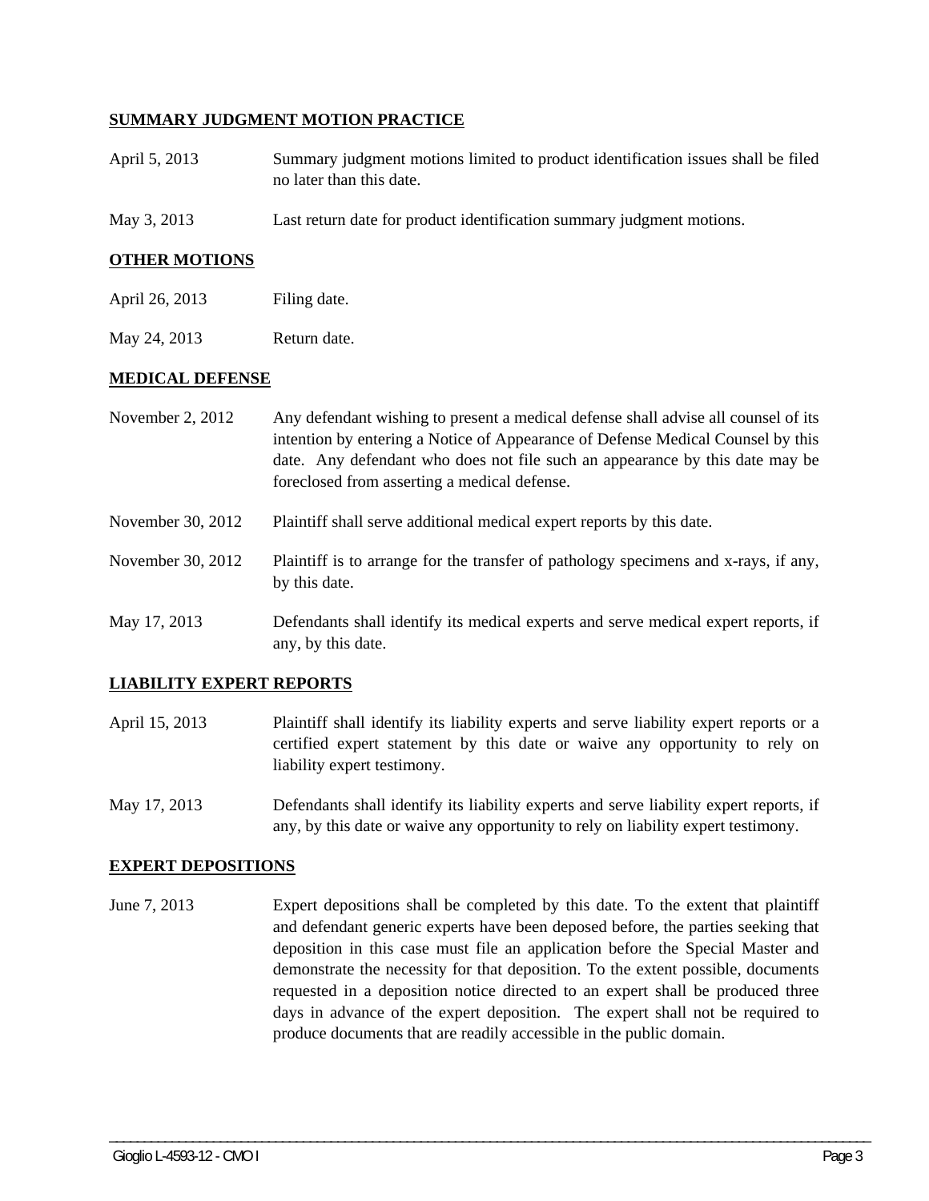## SUMMARY JUDGMENT MOTION PRACTICE

April 5, 2013 Summary judgment motions limited to product identification issues shall be filed no later than this date.

May 3, 2013 Last return date for product identification summary judgment motions.

## OTHER MOTIONS

April 26, 2013 Filing date.

May 24, 2013 Return date.

## MEDICAL DEFENSE

November 2, 2012 Any defendant wishing to present a medical defense shall advise all counsel of its intention by entering a Notice of Appearance of Defense Medical Counsel by this date. Any defendant who does not file such an appearance by this date may be foreclosed from asserting a medical defense.

November 30, 2012 Plaintiff shall serve additional medical expert reports by this date.

November 30, 2012 Plaintiff is to arrange for the transfer of pathology specimens and x-rays, if any, by this date.

May 17, 2013 Defendants shall identify its medical experts and serve medical expert reports, if any, by this date.

## LIABILITY EXPERT REPORTS

April 15, 2013 Plaintiff shall identify its liability experts and serve liability expert reports or a certified expert statement by this date or waive any opportunity to rely on liability expert testimony.

May 17, 2013 Defendants shall identify its liability experts and serve liability expert reports, if any, by this date or waive any opportunity to rely on liability expert testimony.

## EXPERT DEPOSITIONS

June 7, 2013 Expert depositions shall be completed by this date. To the extent that plaintiff and defendant generic experts have been deposed before, the parties seeking that deposition in this case must file an application before the Special Master and demonstrate the necessity for that deposition. To the extent possible, documents requested in a deposition notice directed to an expert shall be produced three days in advance of the expert deposition. The expert shall not be required to produce documents that are readily accessible in the public domain.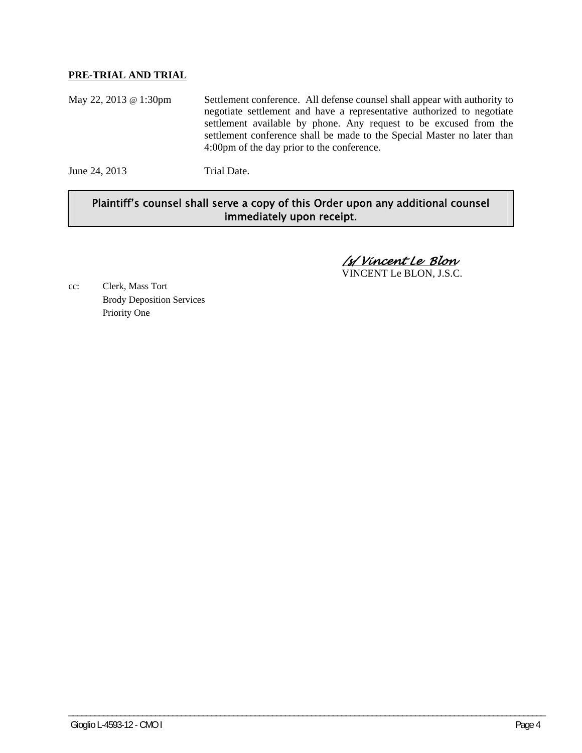**PRE-TRIAL AND TRIAL**

| | |
|---|---|
| May 22, 2013 @ 1:30pm | Settlement conference. All defense counsel shall appear with authority to negotiate settlement and have a representative authorized to negotiate settlement available by phone. Any request to be excused from the settlement conference shall be made to the Special Master no later than 4:00pm of the day prior to the conference. |
| June 24, 2013 | Trial Date. |

**Plaintiff's counsel shall serve a copy of this Order upon any additional counsel immediately upon receipt.**

*/s/ Vincent Le Blon*
VINCENT Le BLON, J.S.C.

cc: Clerk, Mass Tort
Brody Deposition Services
Priority One